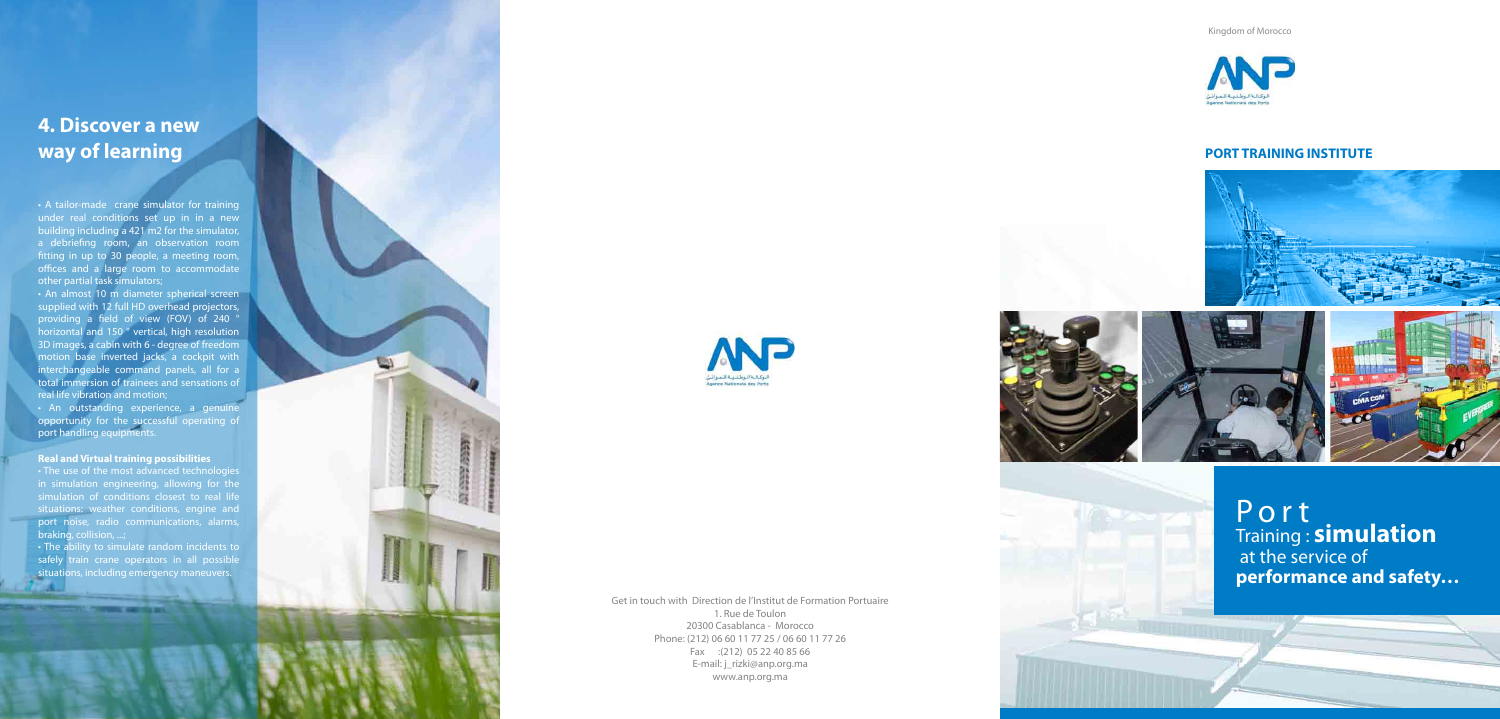## 4. Discover a new way of learning

- A tailor-made crane simulator for training under real conditions set up in in a new building including a 421 m2 for the simulator, a debriefing room, an observation room fitting in up to 30 people, a meeting room, offices and a large room to accommodate other partial task simulators;
- An almost 10 m diameter spherical screen supplied with 12 full HD overhead projectors, providing a field of view (FOV) of 240 ° horizontal and 150 ° vertical, high resolution 3D images, a cabin with 6 - degree of freedom motion base inverted jacks, a cockpit with interchangeable command panels, all for a total immersion of trainees and sensations of real life vibration and motion;
- An outstanding experience, a genuine opportunity for the successful operating of port handling equipments.

**Real and Virtual training possibilities**

- The use of the most advanced technologies in simulation engineering, allowing for the simulation of conditions closest to real life situations: weather conditions, engine and port noise, radio communications, alarms, braking, collision, ...;
- The ability to simulate random incidents to safely train crane operators in all possible situations, including emergency maneuvers.

Get in touch with Direction de l'Institut de Formation Portuaire
1. Rue de Toulon
20300 Casablanca - Morocco
Phone: (212) 06 60 11 77 25 / 06 60 11 77 26
Fax :(212) 05 22 40 85 66
E-mail: j_rizki@anp.org.ma
www.anp.org.ma

Kingdom of Morocco

ANP
الوكالة الوطنية للموانئ
Agence Nationale des Ports

### PORT TRAINING INSTITUTE

# Port Training : **simulation** at the service of **performance and safety…**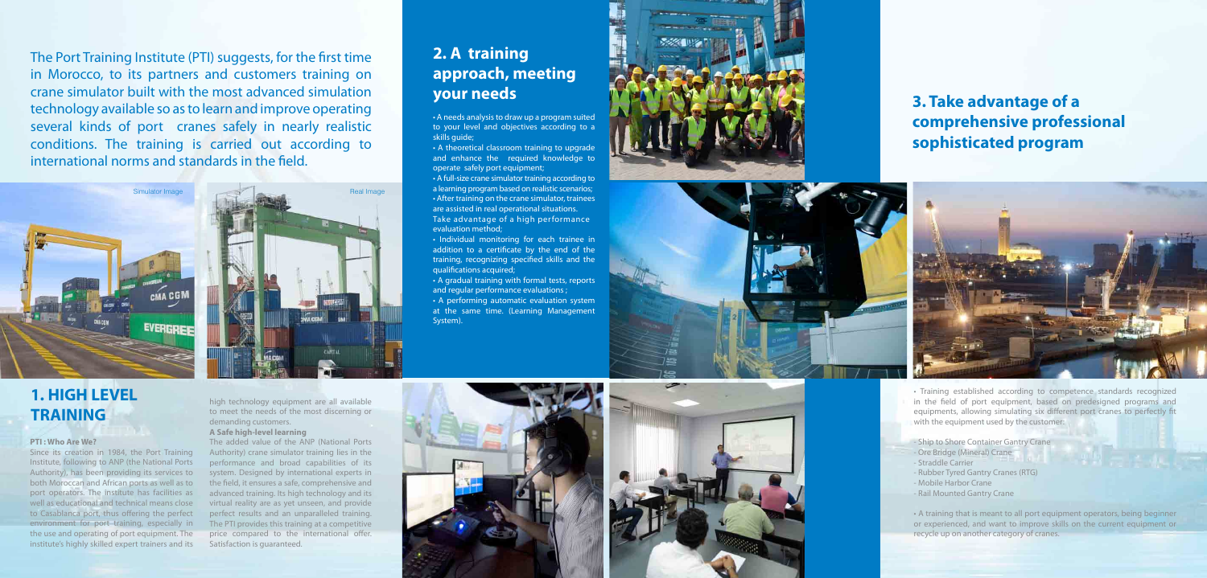The Port Training Institute (PTI) suggests, for the first time in Morocco, to its partners and customers training on crane simulator built with the most advanced simulation technology available so as to learn and improve operating several kinds of port cranes safely in nearly realistic conditions. The training is carried out according to international norms and standards in the field.

Simulator Image

Real Image

## 1. HIGH LEVEL TRAINING

**PTI : Who Are We?**

Since its creation in 1984, the Port Training Institute, following to ANP (the National Ports Authority), has been providing its services to both Moroccan and African ports as well as to port operators. The institute has facilities as well as educational and technical means close to Casablanca port, thus offering the perfect environment for port training, especially in the use and operating of port equipment. The institute's highly skilled expert trainers and its high technology equipment are all available to meet the needs of the most discerning or demanding customers.

**A Safe high-level learning**

The added value of the ANP (National Ports Authority) crane simulator training lies in the performance and broad capabilities of its system. Designed by international experts in the field, it ensures a safe, comprehensive and advanced training. Its high technology and its virtual reality are as yet unseen, and provide perfect results and an unparalleled training. The PTI provides this training at a competitive price compared to the international offer. Satisfaction is guaranteed.

## 2. A training approach, meeting your needs

- A needs analysis to draw up a program suited to your level and objectives according to a skills guide;
- A theoretical classroom training to upgrade and enhance the required knowledge to operate safely port equipment;
- A full-size crane simulator training according to a learning program based on realistic scenarios;
- After training on the crane simulator, trainees are assisted in real operational situations. Take advantage of a high performance evaluation method;
- Individual monitoring for each trainee in addition to a certificate by the end of the training, recognizing specified skills and the qualifications acquired;
- A gradual training with formal tests, reports and regular performance evaluations ;
- A performing automatic evaluation system at the same time. (Learning Management System).

## 3. Take advantage of a comprehensive professional sophisticated program

- Training established according to competence standards recognized in the field of port equipment, based on predesigned programs and equipments, allowing simulating six different port cranes to perfectly fit with the equipment used by the customer:

- Ship to Shore Container Gantry Crane
- Ore Bridge (Mineral) Crane
- Straddle Carrier
- Rubber Tyred Gantry Cranes (RTG)
- Mobile Harbor Crane
- Rail Mounted Gantry Crane

- A training that is meant to all port equipment operators, being beginner or experienced, and want to improve skills on the current equipment or recycle up on another category of cranes.